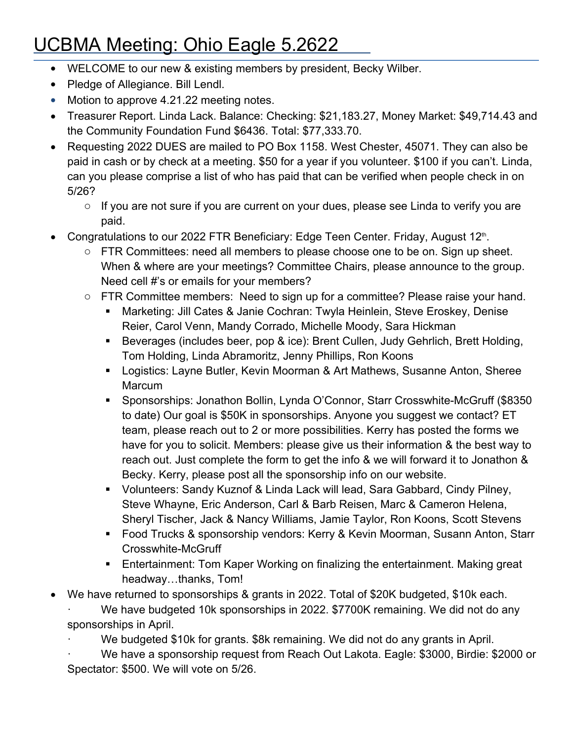# UCBMA Meeting: Ohio Eagle 5.2622

- WELCOME to our new & existing members by president, Becky Wilber.
- Pledge of Allegiance. Bill Lendl.
- Motion to approve 4.21.22 meeting notes.
- Treasurer Report. Linda Lack. Balance: Checking: $21,183.27, Money Market: $49,714.43 and the Community Foundation Fund $6436. Total: $77,333.70.
- Requesting 2022 DUES are mailed to PO Box 1158. West Chester, 45071. They can also be paid in cash or by check at a meeting. $50 for a year if you volunteer. $100 if you can't. Linda, can you please comprise a list of who has paid that can be verified when people check in on 5/26?
    - If you are not sure if you are current on your dues, please see Linda to verify you are paid.
- Congratulations to our 2022 FTR Beneficiary: Edge Teen Center. Friday, August 12th.
    - FTR Committees: need all members to please choose one to be on. Sign up sheet. When & where are your meetings? Committee Chairs, please announce to the group. Need cell #'s or emails for your members?
    - FTR Committee members: Need to sign up for a committee? Please raise your hand.
        - Marketing: Jill Cates & Janie Cochran: Twyla Heinlein, Steve Eroskey, Denise Reier, Carol Venn, Mandy Corrado, Michelle Moody, Sara Hickman
        - Beverages (includes beer, pop & ice): Brent Cullen, Judy Gehrlich, Brett Holding, Tom Holding, Linda Abramoritz, Jenny Phillips, Ron Koons
        - Logistics: Layne Butler, Kevin Moorman & Art Mathews, Susanne Anton, Sheree Marcum
        - Sponsorships: Jonathon Bollin, Lynda O'Connor, Starr Crosswhite-McGruff ($8350 to date) Our goal is $50K in sponsorships. Anyone you suggest we contact? ET team, please reach out to 2 or more possibilities. Kerry has posted the forms we have for you to solicit. Members: please give us their information & the best way to reach out. Just complete the form to get the info & we will forward it to Jonathon & Becky. Kerry, please post all the sponsorship info on our website.
        - Volunteers: Sandy Kuznof & Linda Lack will lead, Sara Gabbard, Cindy Pilney, Steve Whayne, Eric Anderson, Carl & Barb Reisen, Marc & Cameron Helena, Sheryl Tischer, Jack & Nancy Williams, Jamie Taylor, Ron Koons, Scott Stevens
        - Food Trucks & sponsorship vendors: Kerry & Kevin Moorman, Susann Anton, Starr Crosswhite-McGruff
        - Entertainment: Tom Kaper Working on finalizing the entertainment. Making great headway…thanks, Tom!
- We have returned to sponsorships & grants in 2022. Total of $20K budgeted, $10k each.
    - We have budgeted 10k sponsorships in 2022. $7700K remaining. We did not do any sponsorships in April.
    - We budgeted $10k for grants. $8k remaining. We did not do any grants in April.
    - We have a sponsorship request from Reach Out Lakota. Eagle: $3000, Birdie: $2000 or Spectator: $500. We will vote on 5/26.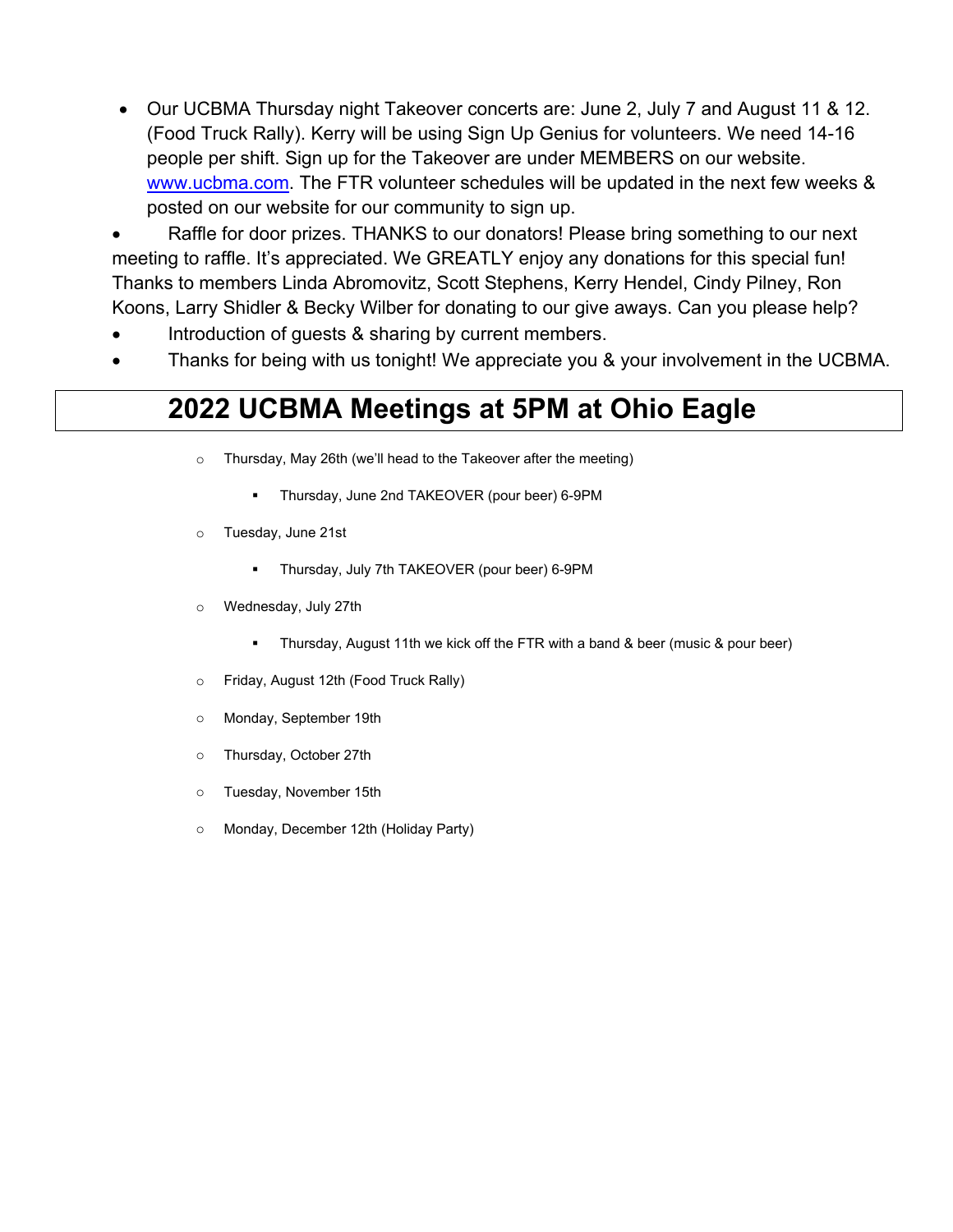- Our UCBMA Thursday night Takeover concerts are: June 2, July 7 and August 11 & 12. (Food Truck Rally). Kerry will be using Sign Up Genius for volunteers. We need 14-16 people per shift. Sign up for the Takeover are under MEMBERS on our website. [www.ucbma.com](http://www.ucbma.com). The FTR volunteer schedules will be updated in the next few weeks & posted on our website for our community to sign up.
- Raffle for door prizes. THANKS to our donators! Please bring something to our next meeting to raffle. It's appreciated. We GREATLY enjoy any donations for this special fun! Thanks to members Linda Abromovitz, Scott Stephens, Kerry Hendel, Cindy Pilney, Ron Koons, Larry Shidler & Becky Wilber for donating to our give aways. Can you please help?
- Introduction of guests & sharing by current members.
- Thanks for being with us tonight! We appreciate you & your involvement in the UCBMA.

## 2022 UCBMA Meetings at 5PM at Ohio Eagle

- Thursday, May 26th (we'll head to the Takeover after the meeting)
  - Thursday, June 2nd TAKEOVER (pour beer) 6-9PM
- Tuesday, June 21st
  - Thursday, July 7th TAKEOVER (pour beer) 6-9PM
- Wednesday, July 27th
  - Thursday, August 11th we kick off the FTR with a band & beer (music & pour beer)
- Friday, August 12th (Food Truck Rally)
- Monday, September 19th
- Thursday, October 27th
- Tuesday, November 15th
- Monday, December 12th (Holiday Party)